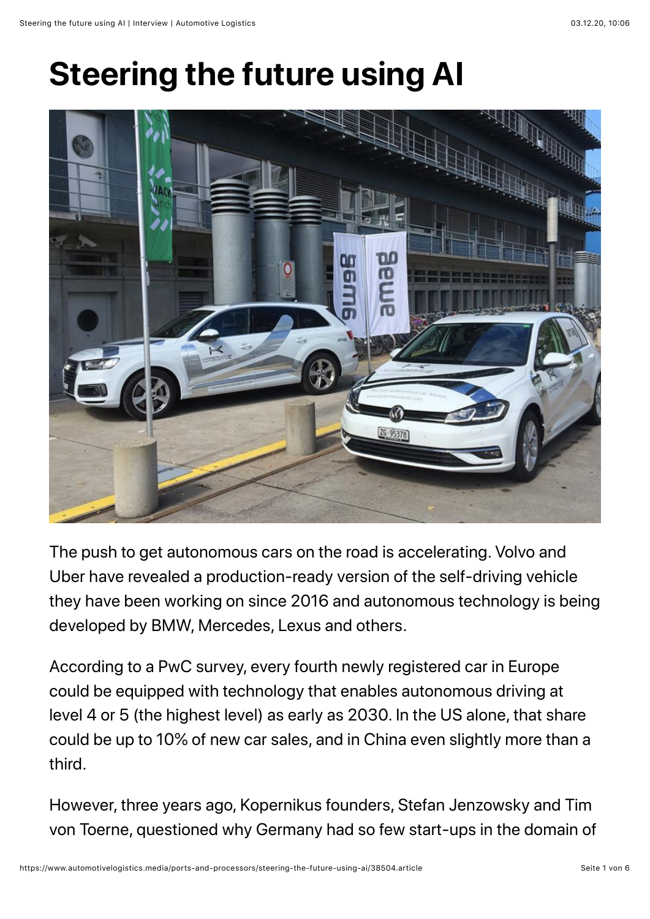# Steering the future using AI

The push to get autonomous cars on the road is accelerating. Volvo and Uber have revealed a production-ready version of the self-driving vehicle they have been working on since 2016 and autonomous technology is being developed by BMW, Mercedes, Lexus and others.

According to a PwC survey, every fourth newly registered car in Europe could be equipped with technology that enables autonomous driving at level 4 or 5 (the highest level) as early as 2030. In the US alone, that share could be up to 10% of new car sales, and in China even slightly more than a third.

However, three years ago, Kopernikus founders, Stefan Jenzowsky and Tim von Toerne, questioned why Germany had so few start-ups in the domain of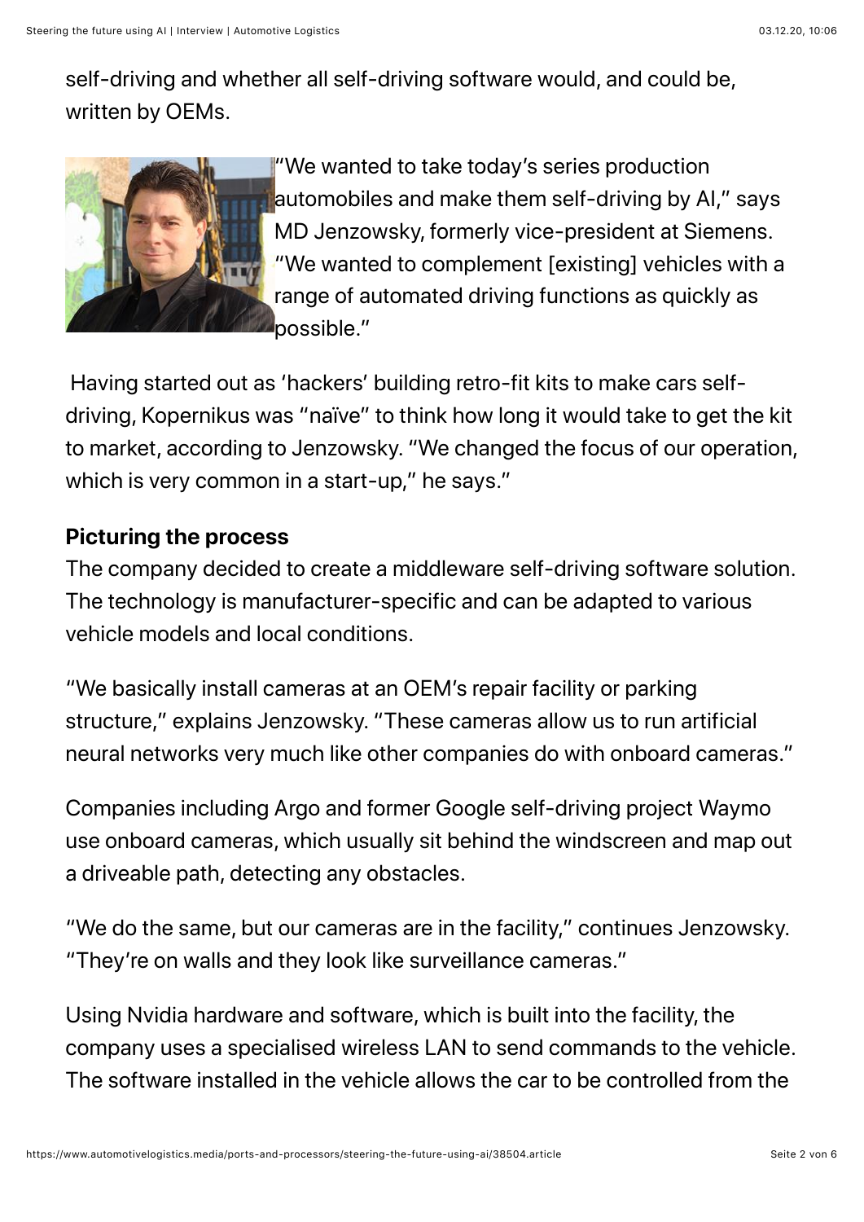self-driving and whether all self-driving software would, and could be, written by OEMs.

"We wanted to take today's series production automobiles and make them self-driving by AI," says MD Jenzowsky, formerly vice-president at Siemens. "We wanted to complement [existing] vehicles with a range of automated driving functions as quickly as possible."

Having started out as 'hackers' building retro-fit kits to make cars self-driving, Kopernikus was "naïve" to think how long it would take to get the kit to market, according to Jenzowsky. "We changed the focus of our operation, which is very common in a start-up," he says."

**Picturing the process**

The company decided to create a middleware self-driving software solution. The technology is manufacturer-specific and can be adapted to various vehicle models and local conditions.

"We basically install cameras at an OEM's repair facility or parking structure," explains Jenzowsky. "These cameras allow us to run artificial neural networks very much like other companies do with onboard cameras."

Companies including Argo and former Google self-driving project Waymo use onboard cameras, which usually sit behind the windscreen and map out a driveable path, detecting any obstacles.

"We do the same, but our cameras are in the facility," continues Jenzowsky. "They're on walls and they look like surveillance cameras."

Using Nvidia hardware and software, which is built into the facility, the company uses a specialised wireless LAN to send commands to the vehicle. The software installed in the vehicle allows the car to be controlled from the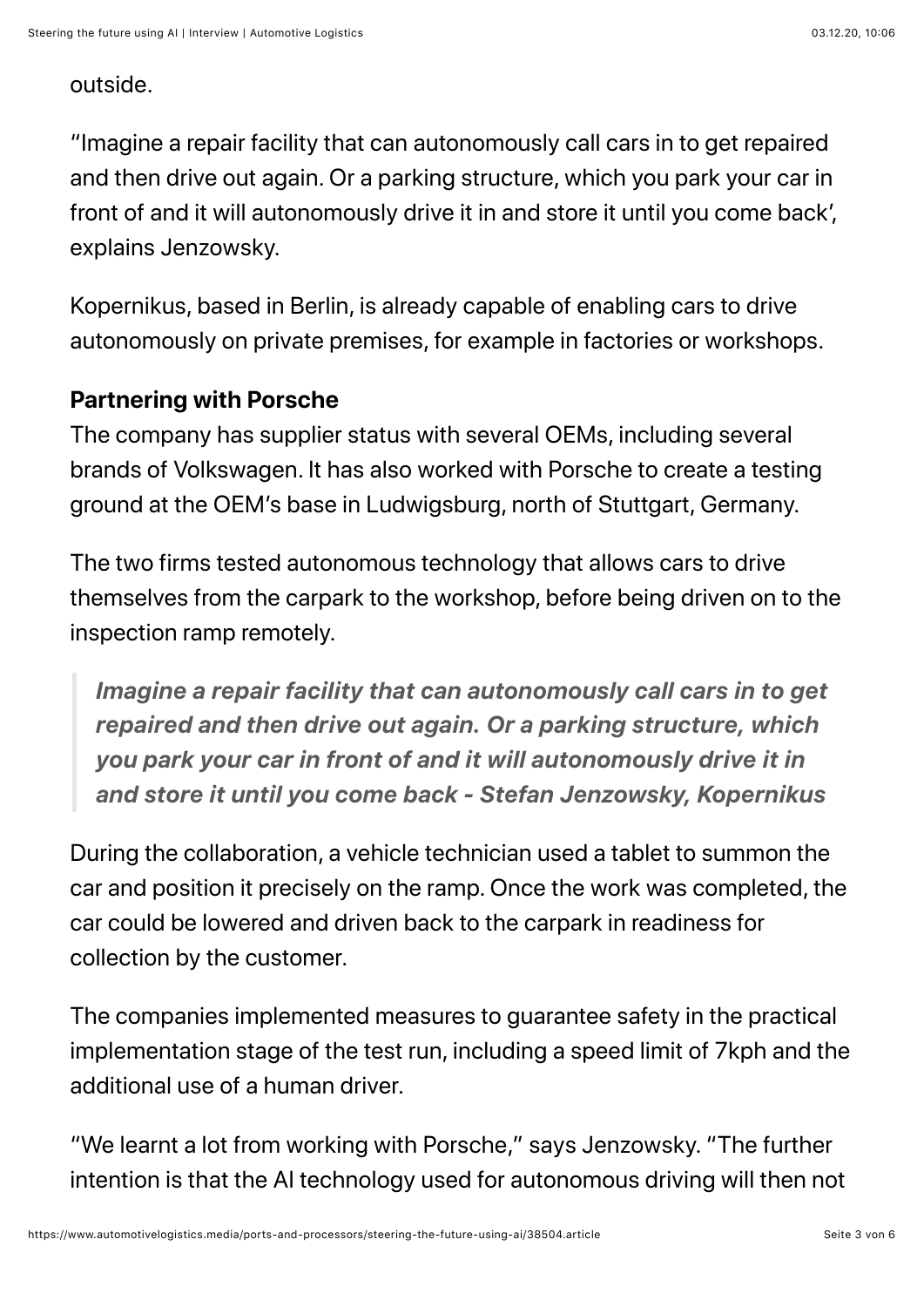outside.

“Imagine a repair facility that can autonomously call cars in to get repaired and then drive out again. Or a parking structure, which you park your car in front of and it will autonomously drive it in and store it until you come back’, explains Jenzowsky.

Kopernikus, based in Berlin, is already capable of enabling cars to drive autonomously on private premises, for example in factories or workshops.

**Partnering with Porsche**

The company has supplier status with several OEMs, including several brands of Volkswagen. It has also worked with Porsche to create a testing ground at the OEM’s base in Ludwigsburg, north of Stuttgart, Germany.

The two firms tested autonomous technology that allows cars to drive themselves from the carpark to the workshop, before being driven on to the inspection ramp remotely.

> ***Imagine a repair facility that can autonomously call cars in to get repaired and then drive out again. Or a parking structure, which you park your car in front of and it will autonomously drive it in and store it until you come back - Stefan Jenzowsky, Kopernikus***

During the collaboration, a vehicle technician used a tablet to summon the car and position it precisely on the ramp. Once the work was completed, the car could be lowered and driven back to the carpark in readiness for collection by the customer.

The companies implemented measures to guarantee safety in the practical implementation stage of the test run, including a speed limit of 7kph and the additional use of a human driver.

“We learnt a lot from working with Porsche,” says Jenzowsky. “The further intention is that the AI technology used for autonomous driving will then not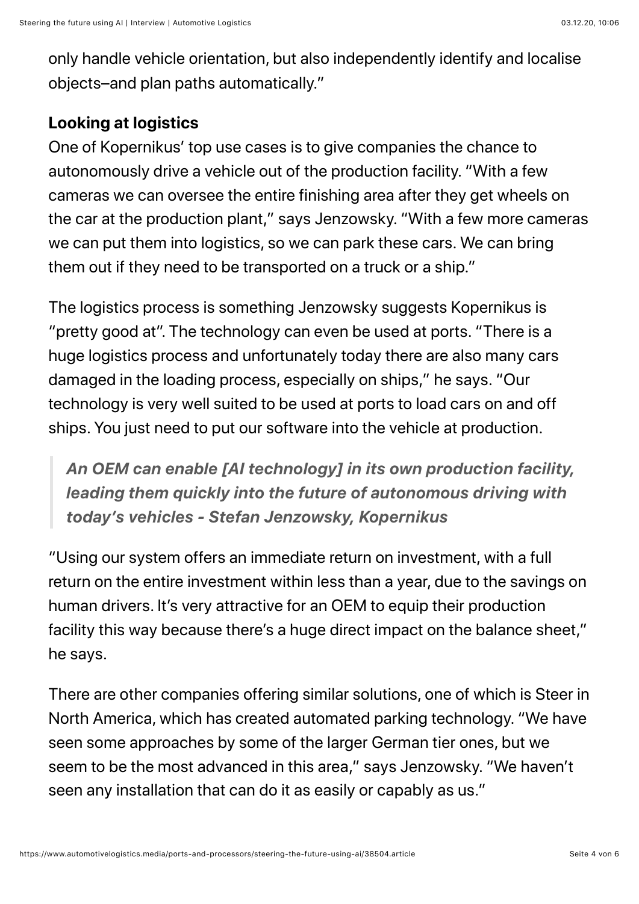only handle vehicle orientation, but also independently identify and localise objects–and plan paths automatically."

### Looking at logistics

One of Kopernikus' top use cases is to give companies the chance to autonomously drive a vehicle out of the production facility. "With a few cameras we can oversee the entire finishing area after they get wheels on the car at the production plant," says Jenzowsky. "With a few more cameras we can put them into logistics, so we can park these cars. We can bring them out if they need to be transported on a truck or a ship."

The logistics process is something Jenzowsky suggests Kopernikus is "pretty good at". The technology can even be used at ports. "There is a huge logistics process and unfortunately today there are also many cars damaged in the loading process, especially on ships," he says. "Our technology is very well suited to be used at ports to load cars on and off ships. You just need to put our software into the vehicle at production.

> ***An OEM can enable [AI technology] in its own production facility, leading them quickly into the future of autonomous driving with today's vehicles - Stefan Jenzowsky, Kopernikus***

"Using our system offers an immediate return on investment, with a full return on the entire investment within less than a year, due to the savings on human drivers. It's very attractive for an OEM to equip their production facility this way because there's a huge direct impact on the balance sheet," he says.

There are other companies offering similar solutions, one of which is Steer in North America, which has created automated parking technology. "We have seen some approaches by some of the larger German tier ones, but we seem to be the most advanced in this area," says Jenzowsky. "We haven't seen any installation that can do it as easily or capably as us."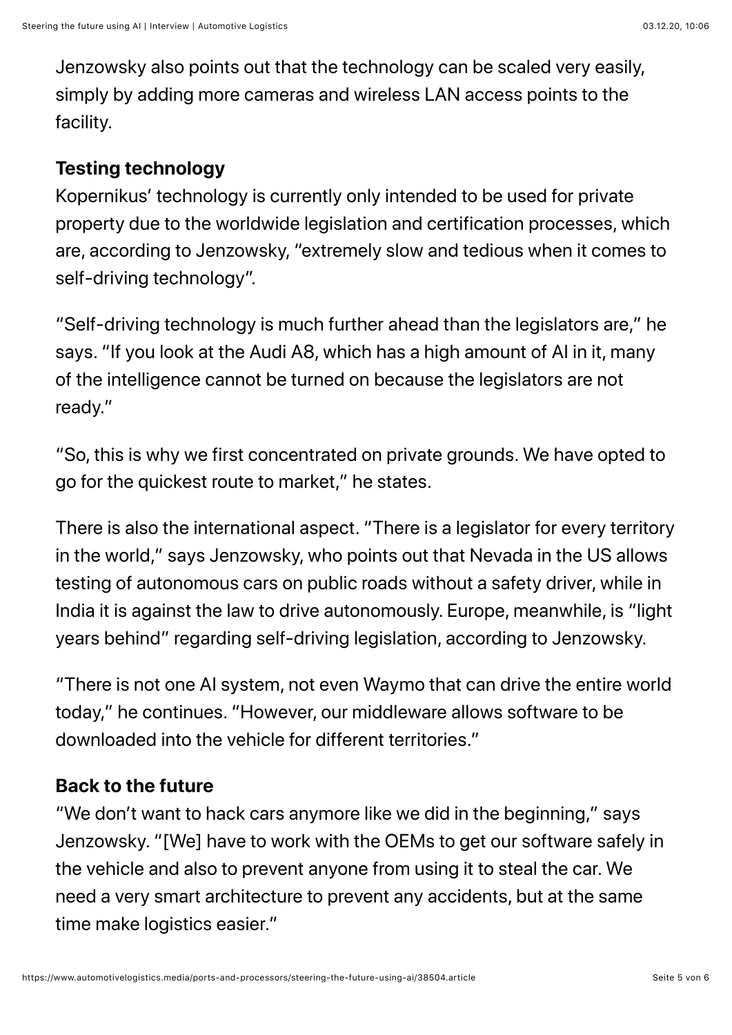Jenzowsky also points out that the technology can be scaled very easily, simply by adding more cameras and wireless LAN access points to the facility.

### Testing technology

Kopernikus' technology is currently only intended to be used for private property due to the worldwide legislation and certification processes, which are, according to Jenzowsky, "extremely slow and tedious when it comes to self-driving technology".

"Self-driving technology is much further ahead than the legislators are," he says. "If you look at the Audi A8, which has a high amount of AI in it, many of the intelligence cannot be turned on because the legislators are not ready."

"So, this is why we first concentrated on private grounds. We have opted to go for the quickest route to market," he states.

There is also the international aspect. "There is a legislator for every territory in the world," says Jenzowsky, who points out that Nevada in the US allows testing of autonomous cars on public roads without a safety driver, while in India it is against the law to drive autonomously. Europe, meanwhile, is "light years behind" regarding self-driving legislation, according to Jenzowsky.

"There is not one AI system, not even Waymo that can drive the entire world today," he continues. "However, our middleware allows software to be downloaded into the vehicle for different territories."

### Back to the future

"We don't want to hack cars anymore like we did in the beginning," says Jenzowsky. "[We] have to work with the OEMs to get our software safely in the vehicle and also to prevent anyone from using it to steal the car. We need a very smart architecture to prevent any accidents, but at the same time make logistics easier."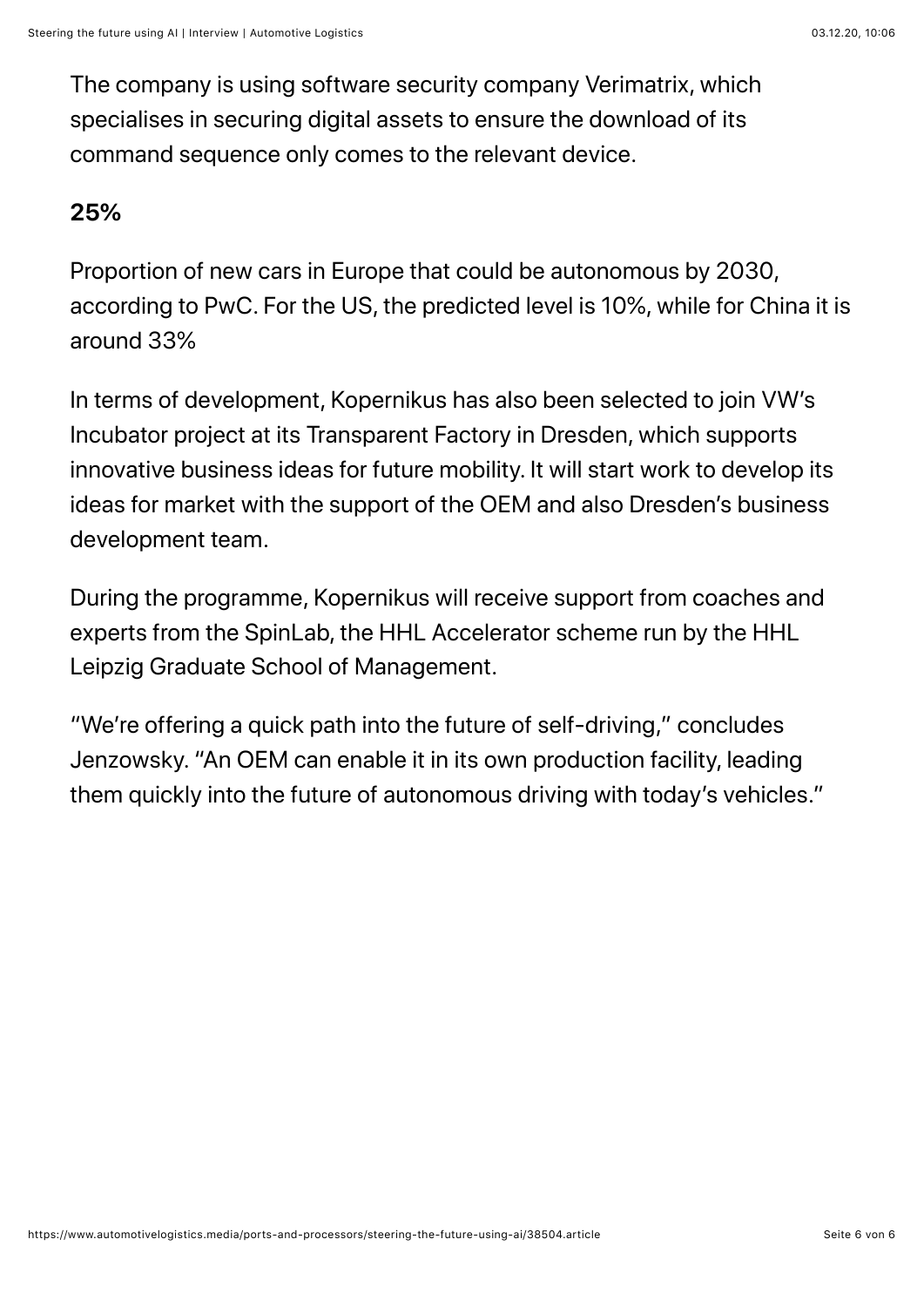The company is using software security company Verimatrix, which specialises in securing digital assets to ensure the download of its command sequence only comes to the relevant device.

**25%**

Proportion of new cars in Europe that could be autonomous by 2030, according to PwC. For the US, the predicted level is 10%, while for China it is around 33%

In terms of development, Kopernikus has also been selected to join VW's Incubator project at its Transparent Factory in Dresden, which supports innovative business ideas for future mobility. It will start work to develop its ideas for market with the support of the OEM and also Dresden's business development team.

During the programme, Kopernikus will receive support from coaches and experts from the SpinLab, the HHL Accelerator scheme run by the HHL Leipzig Graduate School of Management.

"We're offering a quick path into the future of self-driving," concludes Jenzowsky. "An OEM can enable it in its own production facility, leading them quickly into the future of autonomous driving with today's vehicles."